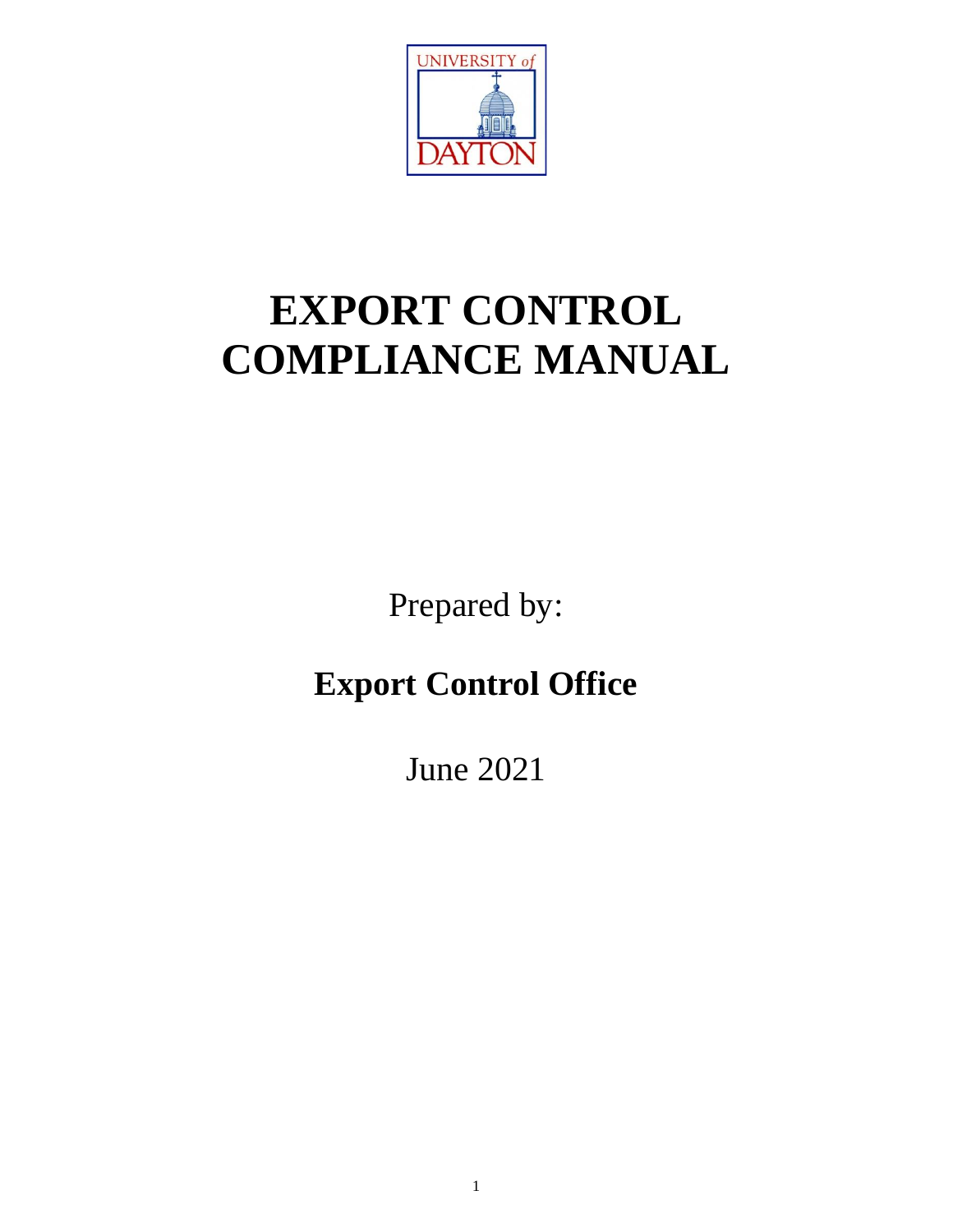UNIVERSITY of DAYTON

# EXPORT CONTROL COMPLIANCE MANUAL

Prepared by:

**Export Control Office**

June 2021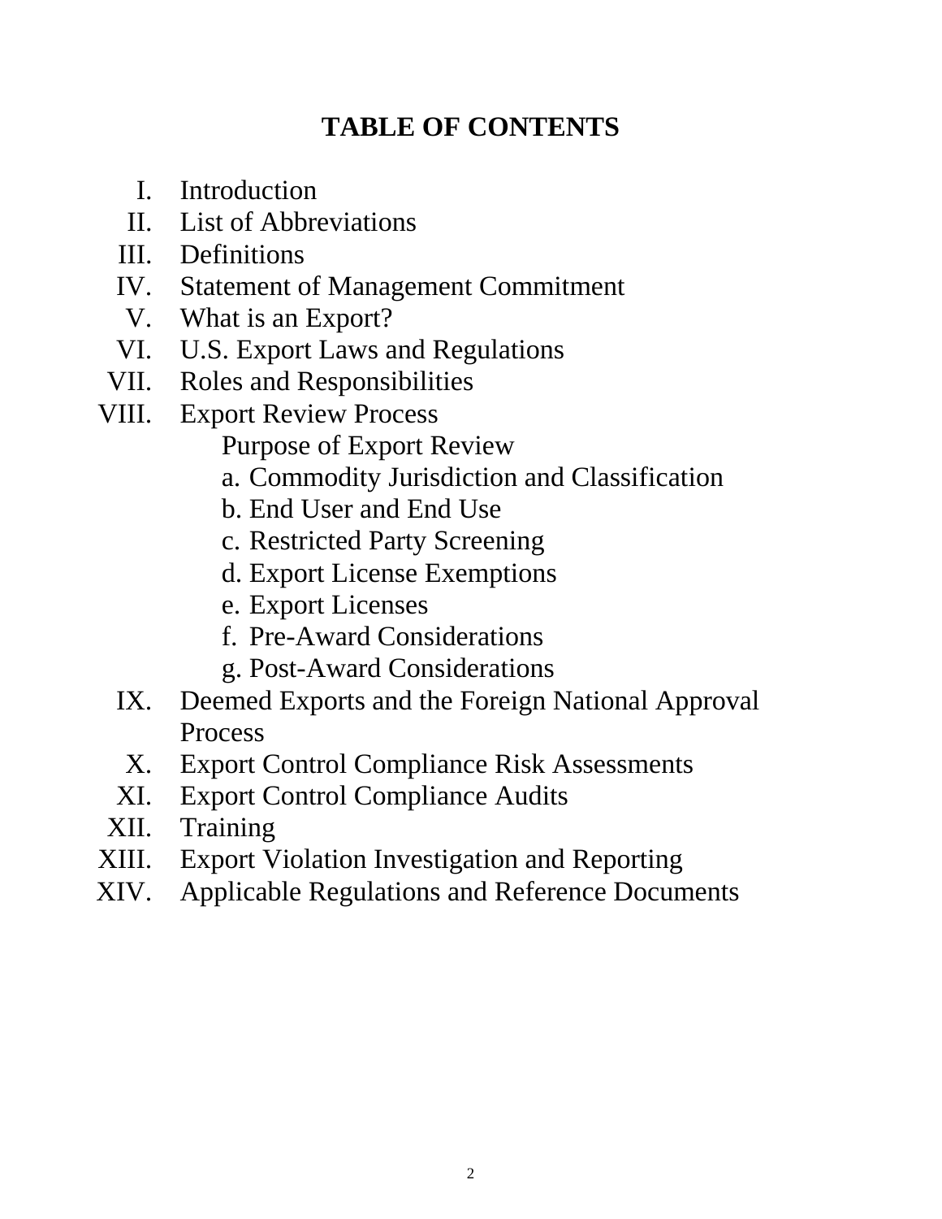# TABLE OF CONTENTS

I. Introduction
II. List of Abbreviations
III. Definitions
IV. Statement of Management Commitment
V. What is an Export?
VI. U.S. Export Laws and Regulations
VII. Roles and Responsibilities
VIII. Export Review Process
  - Purpose of Export Review
  - a. Commodity Jurisdiction and Classification
  - b. End User and End Use
  - c. Restricted Party Screening
  - d. Export License Exemptions
  - e. Export Licenses
  - f. Pre-Award Considerations
  - g. Post-Award Considerations

IX. Deemed Exports and the Foreign National Approval Process
X. Export Control Compliance Risk Assessments
XI. Export Control Compliance Audits
XII. Training
XIII. Export Violation Investigation and Reporting
XIV. Applicable Regulations and Reference Documents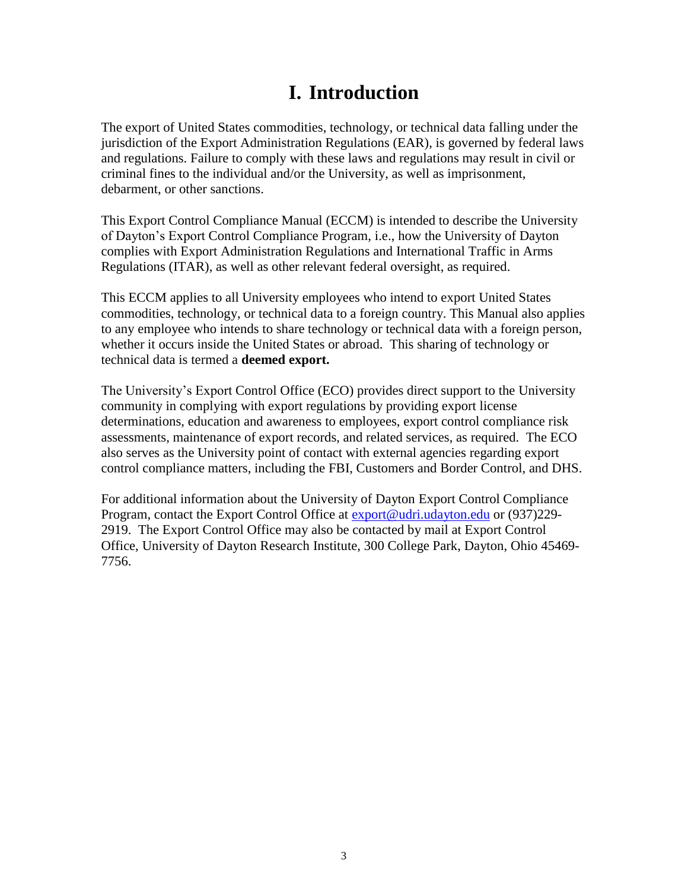# I. Introduction

The export of United States commodities, technology, or technical data falling under the jurisdiction of the Export Administration Regulations (EAR), is governed by federal laws and regulations. Failure to comply with these laws and regulations may result in civil or criminal fines to the individual and/or the University, as well as imprisonment, debarment, or other sanctions.

This Export Control Compliance Manual (ECCM) is intended to describe the University of Dayton's Export Control Compliance Program, i.e., how the University of Dayton complies with Export Administration Regulations and International Traffic in Arms Regulations (ITAR), as well as other relevant federal oversight, as required.

This ECCM applies to all University employees who intend to export United States commodities, technology, or technical data to a foreign country. This Manual also applies to any employee who intends to share technology or technical data with a foreign person, whether it occurs inside the United States or abroad. This sharing of technology or technical data is termed a **deemed export.**

The University's Export Control Office (ECO) provides direct support to the University community in complying with export regulations by providing export license determinations, education and awareness to employees, export control compliance risk assessments, maintenance of export records, and related services, as required. The ECO also serves as the University point of contact with external agencies regarding export control compliance matters, including the FBI, Customers and Border Control, and DHS.

For additional information about the University of Dayton Export Control Compliance Program, contact the Export Control Office at export@udri.udayton.edu or (937)229-2919. The Export Control Office may also be contacted by mail at Export Control Office, University of Dayton Research Institute, 300 College Park, Dayton, Ohio 45469-7756.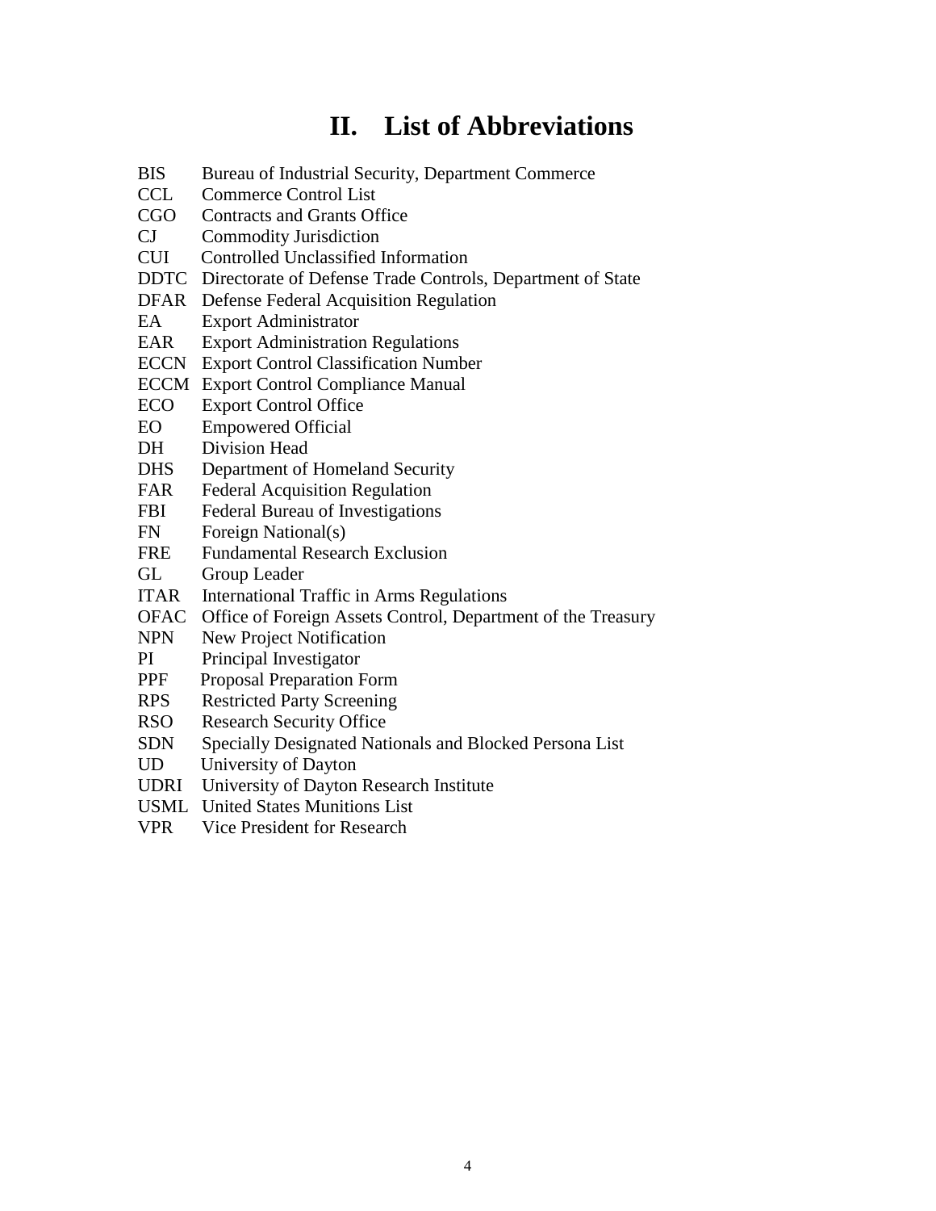# II. List of Abbreviations

BIS Bureau of Industrial Security, Department Commerce
CCL Commerce Control List
CGO Contracts and Grants Office
CJ Commodity Jurisdiction
CUI Controlled Unclassified Information
DDTC Directorate of Defense Trade Controls, Department of State
DFAR Defense Federal Acquisition Regulation
EA Export Administrator
EAR Export Administration Regulations
ECCN Export Control Classification Number
ECCM Export Control Compliance Manual
ECO Export Control Office
EO Empowered Official
DH Division Head
DHS Department of Homeland Security
FAR Federal Acquisition Regulation
FBI Federal Bureau of Investigations
FN Foreign National(s)
FRE Fundamental Research Exclusion
GL Group Leader
ITAR International Traffic in Arms Regulations
OFAC Office of Foreign Assets Control, Department of the Treasury
NPN New Project Notification
PI Principal Investigator
PPF Proposal Preparation Form
RPS Restricted Party Screening
RSO Research Security Office
SDN Specially Designated Nationals and Blocked Persona List
UD University of Dayton
UDRI University of Dayton Research Institute
USML United States Munitions List
VPR Vice President for Research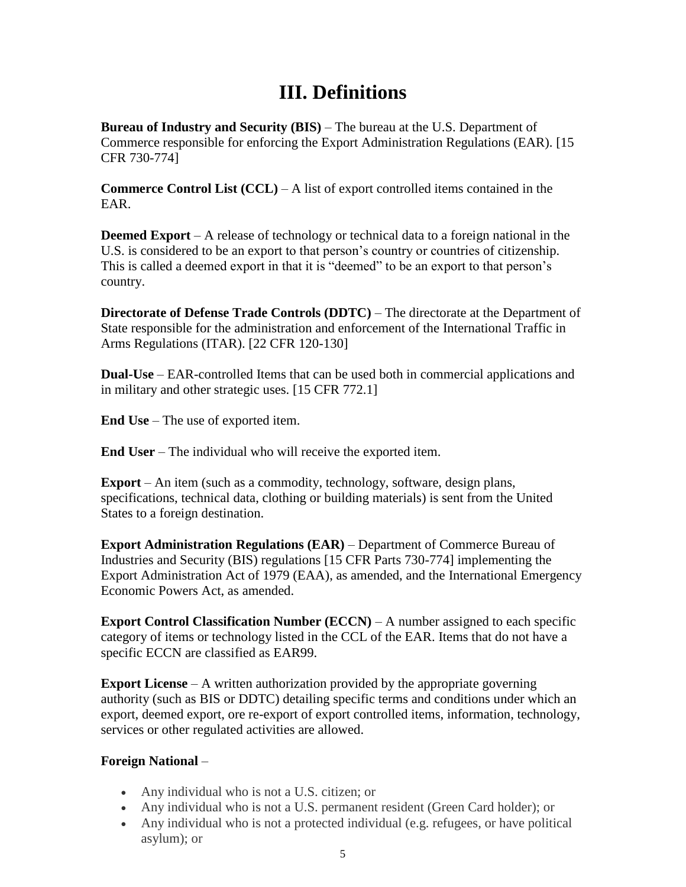# III. Definitions

**Bureau of Industry and Security (BIS)** – The bureau at the U.S. Department of Commerce responsible for enforcing the Export Administration Regulations (EAR). [15 CFR 730-774]

**Commerce Control List (CCL)** – A list of export controlled items contained in the EAR.

**Deemed Export** – A release of technology or technical data to a foreign national in the U.S. is considered to be an export to that person's country or countries of citizenship. This is called a deemed export in that it is "deemed" to be an export to that person's country.

**Directorate of Defense Trade Controls (DDTC)** – The directorate at the Department of State responsible for the administration and enforcement of the International Traffic in Arms Regulations (ITAR). [22 CFR 120-130]

**Dual-Use** – EAR-controlled Items that can be used both in commercial applications and in military and other strategic uses. [15 CFR 772.1]

**End Use** – The use of exported item.

**End User** – The individual who will receive the exported item.

**Export** – An item (such as a commodity, technology, software, design plans, specifications, technical data, clothing or building materials) is sent from the United States to a foreign destination.

**Export Administration Regulations (EAR)** – Department of Commerce Bureau of Industries and Security (BIS) regulations [15 CFR Parts 730-774] implementing the Export Administration Act of 1979 (EAA), as amended, and the International Emergency Economic Powers Act, as amended.

**Export Control Classification Number (ECCN)** – A number assigned to each specific category of items or technology listed in the CCL of the EAR. Items that do not have a specific ECCN are classified as EAR99.

**Export License** – A written authorization provided by the appropriate governing authority (such as BIS or DDTC) detailing specific terms and conditions under which an export, deemed export, ore re-export of export controlled items, information, technology, services or other regulated activities are allowed.

**Foreign National** –

- Any individual who is not a U.S. citizen; or
- Any individual who is not a U.S. permanent resident (Green Card holder); or
- Any individual who is not a protected individual (e.g. refugees, or have political asylum); or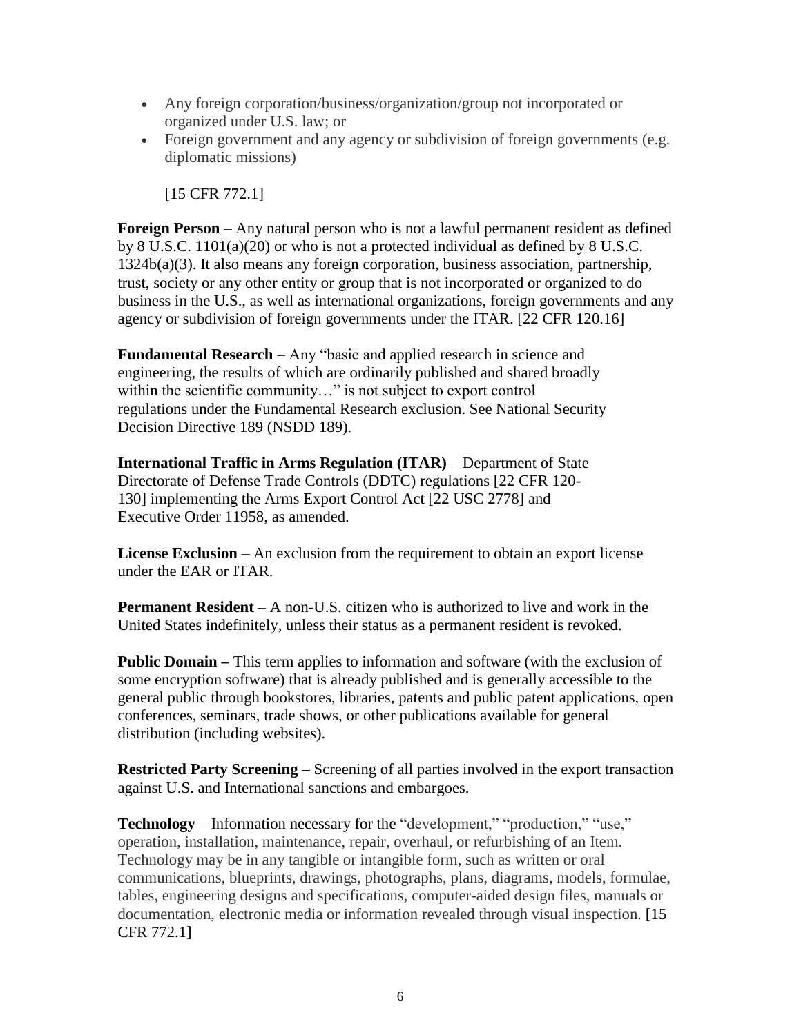- Any foreign corporation/business/organization/group not incorporated or organized under U.S. law; or
- Foreign government and any agency or subdivision of foreign governments (e.g. diplomatic missions)

  [15 CFR 772.1]

**Foreign Person** – Any natural person who is not a lawful permanent resident as defined by 8 U.S.C. 1101(a)(20) or who is not a protected individual as defined by 8 U.S.C. 1324b(a)(3). It also means any foreign corporation, business association, partnership, trust, society or any other entity or group that is not incorporated or organized to do business in the U.S., as well as international organizations, foreign governments and any agency or subdivision of foreign governments under the ITAR. [22 CFR 120.16]

**Fundamental Research** – Any "basic and applied research in science and engineering, the results of which are ordinarily published and shared broadly within the scientific community…" is not subject to export control regulations under the Fundamental Research exclusion. See National Security Decision Directive 189 (NSDD 189).

**International Traffic in Arms Regulation (ITAR)** – Department of State Directorate of Defense Trade Controls (DDTC) regulations [22 CFR 120-130] implementing the Arms Export Control Act [22 USC 2778] and Executive Order 11958, as amended.

**License Exclusion** – An exclusion from the requirement to obtain an export license under the EAR or ITAR.

**Permanent Resident** – A non-U.S. citizen who is authorized to live and work in the United States indefinitely, unless their status as a permanent resident is revoked.

**Public Domain –** This term applies to information and software (with the exclusion of some encryption software) that is already published and is generally accessible to the general public through bookstores, libraries, patents and public patent applications, open conferences, seminars, trade shows, or other publications available for general distribution (including websites).

**Restricted Party Screening –** Screening of all parties involved in the export transaction against U.S. and International sanctions and embargoes.

**Technology** – Information necessary for the "development," "production," "use," operation, installation, maintenance, repair, overhaul, or refurbishing of an Item. Technology may be in any tangible or intangible form, such as written or oral communications, blueprints, drawings, photographs, plans, diagrams, models, formulae, tables, engineering designs and specifications, computer-aided design files, manuals or documentation, electronic media or information revealed through visual inspection. [15 CFR 772.1]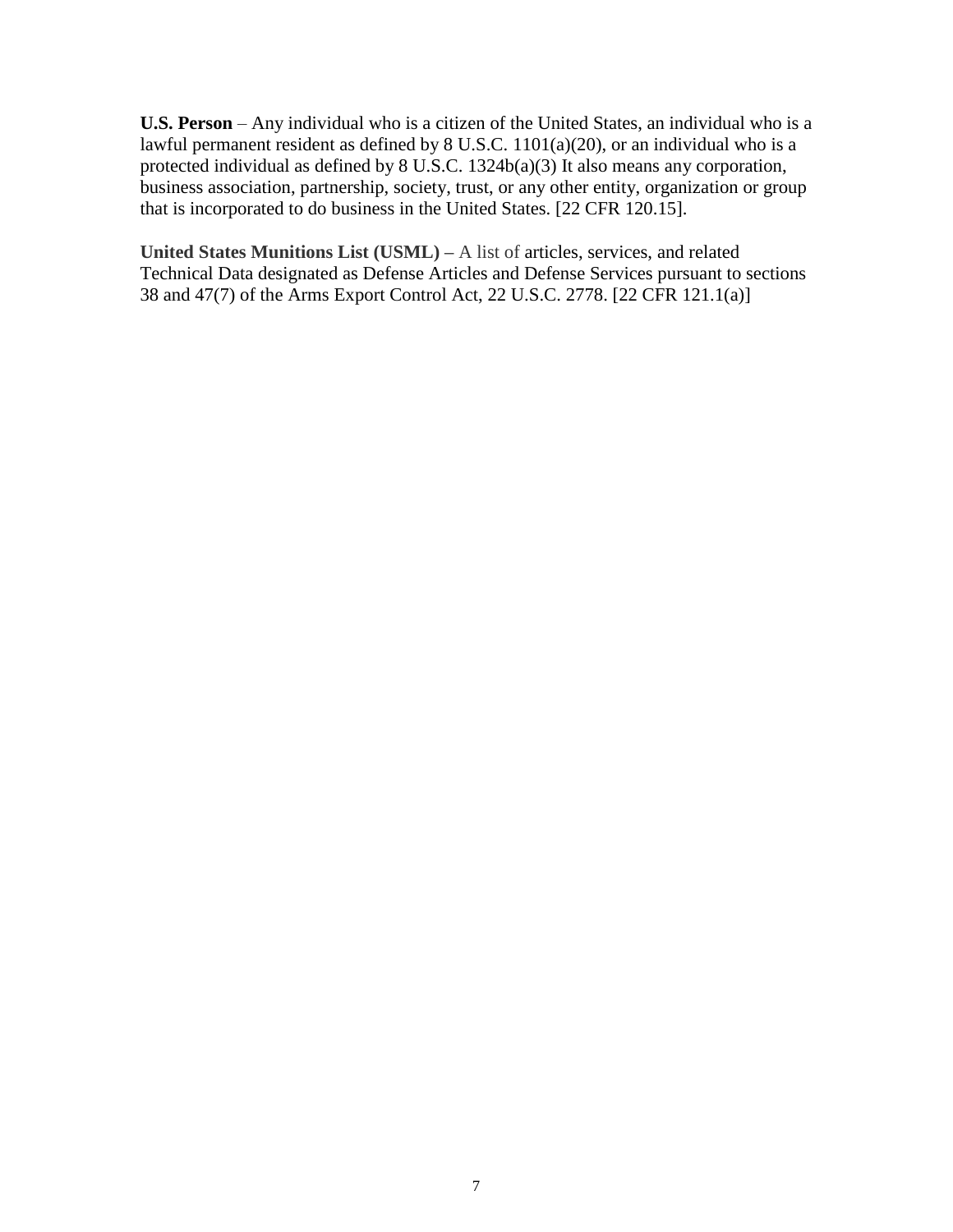**U.S. Person** – Any individual who is a citizen of the United States, an individual who is a lawful permanent resident as defined by 8 U.S.C. 1101(a)(20), or an individual who is a protected individual as defined by 8 U.S.C. 1324b(a)(3) It also means any corporation, business association, partnership, society, trust, or any other entity, organization or group that is incorporated to do business in the United States. [22 CFR 120.15].

**United States Munitions List (USML)** – A list of articles, services, and related Technical Data designated as Defense Articles and Defense Services pursuant to sections 38 and 47(7) of the Arms Export Control Act, 22 U.S.C. 2778. [22 CFR 121.1(a)]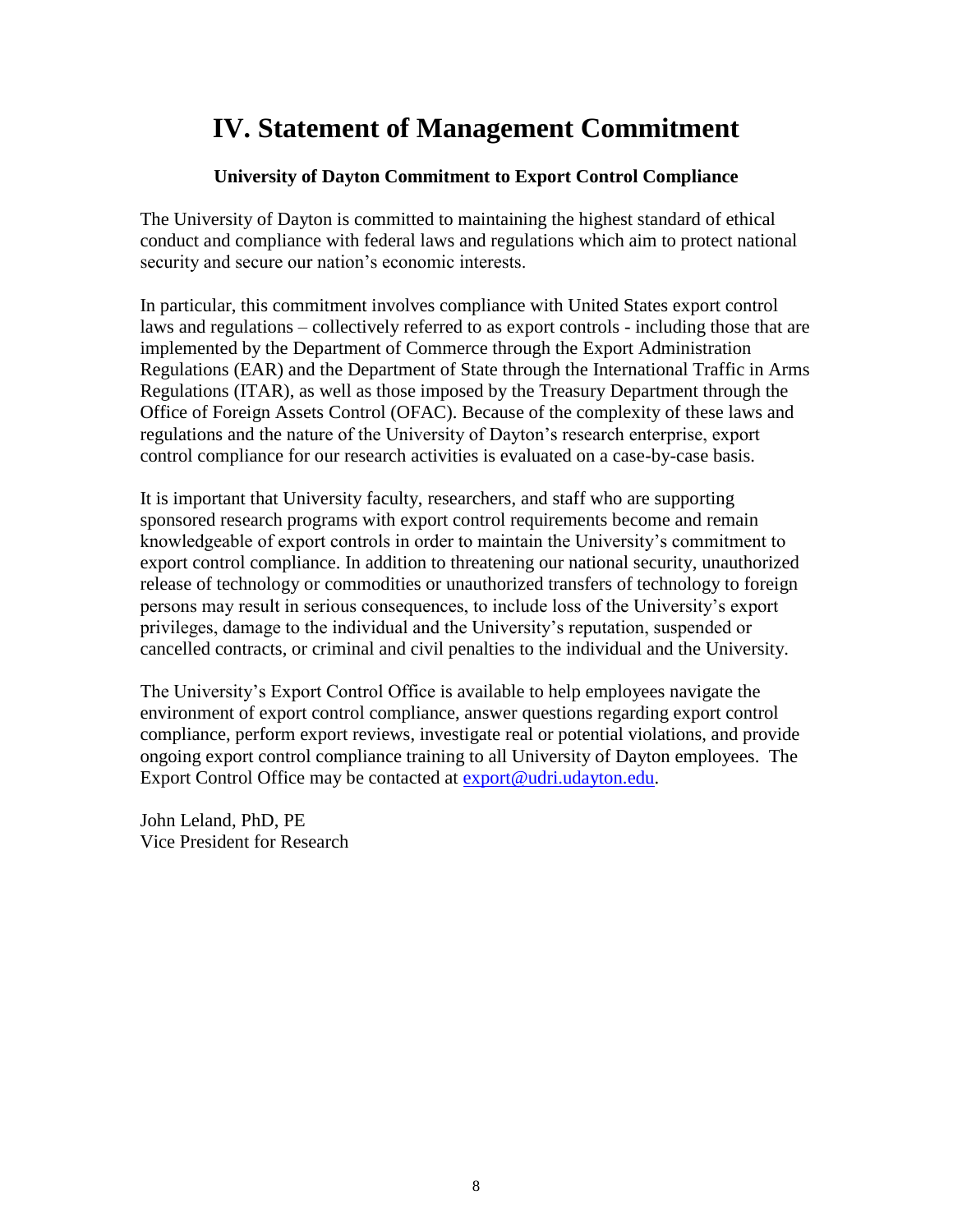# IV. Statement of Management Commitment

**University of Dayton Commitment to Export Control Compliance**

The University of Dayton is committed to maintaining the highest standard of ethical conduct and compliance with federal laws and regulations which aim to protect national security and secure our nation's economic interests.

In particular, this commitment involves compliance with United States export control laws and regulations – collectively referred to as export controls - including those that are implemented by the Department of Commerce through the Export Administration Regulations (EAR) and the Department of State through the International Traffic in Arms Regulations (ITAR), as well as those imposed by the Treasury Department through the Office of Foreign Assets Control (OFAC). Because of the complexity of these laws and regulations and the nature of the University of Dayton's research enterprise, export control compliance for our research activities is evaluated on a case-by-case basis.

It is important that University faculty, researchers, and staff who are supporting sponsored research programs with export control requirements become and remain knowledgeable of export controls in order to maintain the University's commitment to export control compliance. In addition to threatening our national security, unauthorized release of technology or commodities or unauthorized transfers of technology to foreign persons may result in serious consequences, to include loss of the University's export privileges, damage to the individual and the University's reputation, suspended or cancelled contracts, or criminal and civil penalties to the individual and the University.

The University's Export Control Office is available to help employees navigate the environment of export control compliance, answer questions regarding export control compliance, perform export reviews, investigate real or potential violations, and provide ongoing export control compliance training to all University of Dayton employees. The Export Control Office may be contacted at export@udri.udayton.edu.

John Leland, PhD, PE
Vice President for Research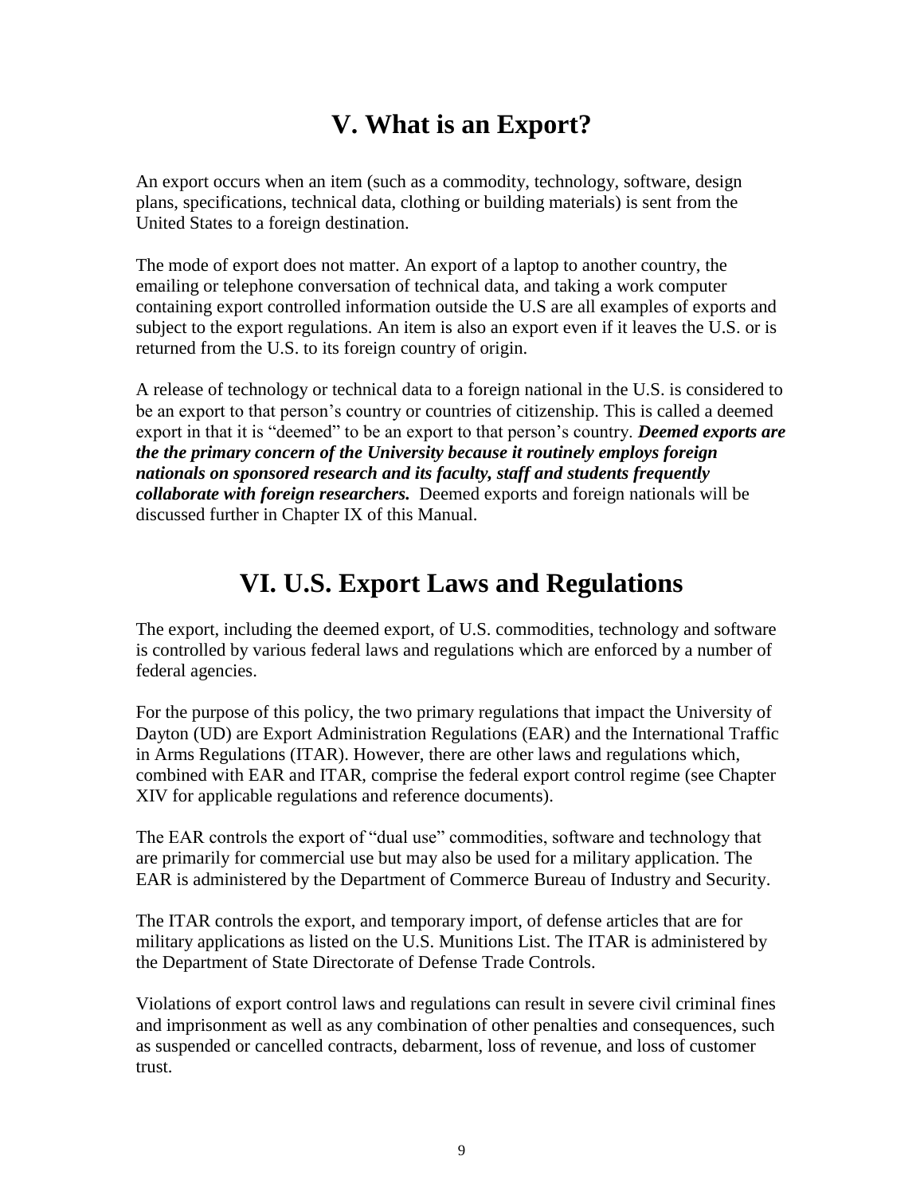# V. What is an Export?

An export occurs when an item (such as a commodity, technology, software, design plans, specifications, technical data, clothing or building materials) is sent from the United States to a foreign destination.

The mode of export does not matter. An export of a laptop to another country, the emailing or telephone conversation of technical data, and taking a work computer containing export controlled information outside the U.S are all examples of exports and subject to the export regulations. An item is also an export even if it leaves the U.S. or is returned from the U.S. to its foreign country of origin.

A release of technology or technical data to a foreign national in the U.S. is considered to be an export to that person's country or countries of citizenship. This is called a deemed export in that it is "deemed" to be an export to that person's country. ***Deemed exports are the the primary concern of the University because it routinely employs foreign nationals on sponsored research and its faculty, staff and students frequently collaborate with foreign researchers.*** Deemed exports and foreign nationals will be discussed further in Chapter IX of this Manual.

# VI. U.S. Export Laws and Regulations

The export, including the deemed export, of U.S. commodities, technology and software is controlled by various federal laws and regulations which are enforced by a number of federal agencies.

For the purpose of this policy, the two primary regulations that impact the University of Dayton (UD) are Export Administration Regulations (EAR) and the International Traffic in Arms Regulations (ITAR). However, there are other laws and regulations which, combined with EAR and ITAR, comprise the federal export control regime (see Chapter XIV for applicable regulations and reference documents).

The EAR controls the export of "dual use" commodities, software and technology that are primarily for commercial use but may also be used for a military application. The EAR is administered by the Department of Commerce Bureau of Industry and Security.

The ITAR controls the export, and temporary import, of defense articles that are for military applications as listed on the U.S. Munitions List. The ITAR is administered by the Department of State Directorate of Defense Trade Controls.

Violations of export control laws and regulations can result in severe civil criminal fines and imprisonment as well as any combination of other penalties and consequences, such as suspended or cancelled contracts, debarment, loss of revenue, and loss of customer trust.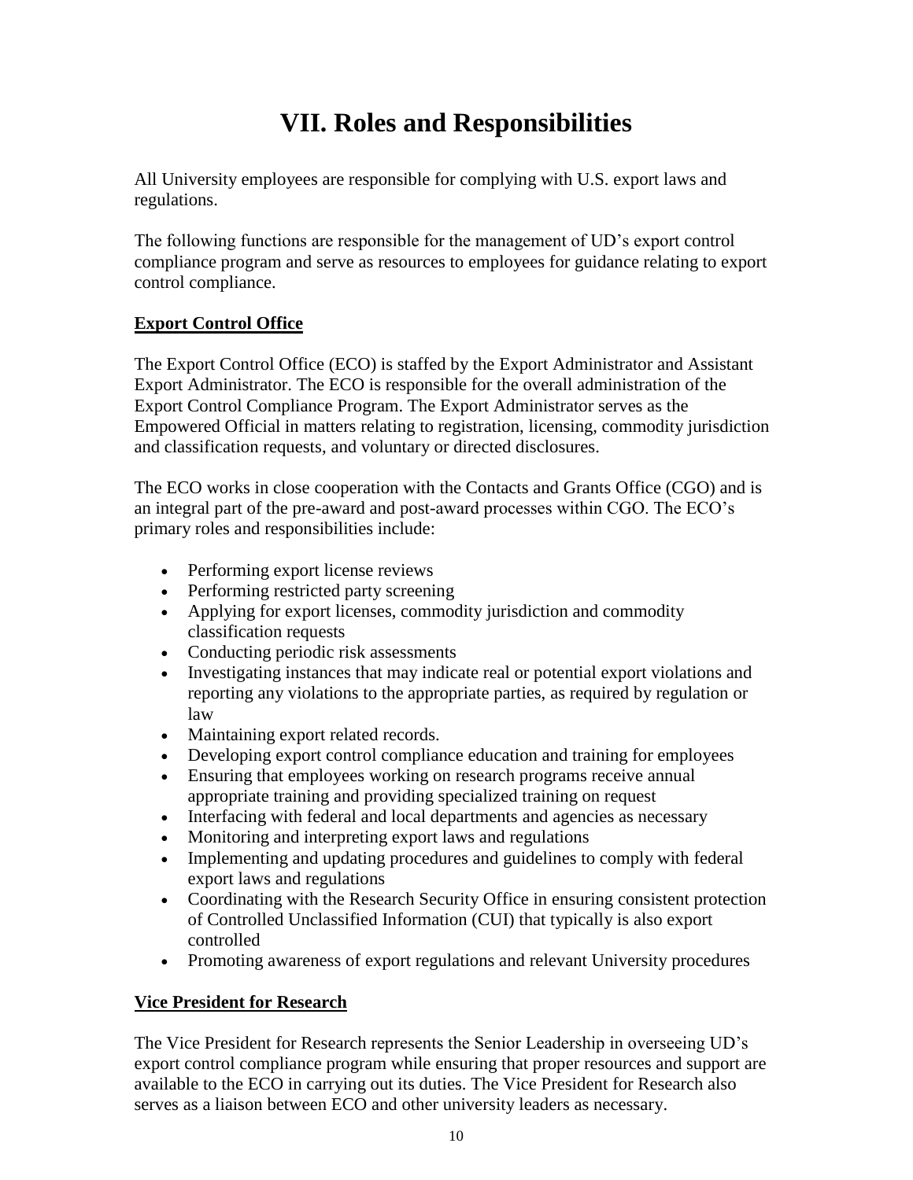# VII. Roles and Responsibilities

All University employees are responsible for complying with U.S. export laws and regulations.

The following functions are responsible for the management of UD's export control compliance program and serve as resources to employees for guidance relating to export control compliance.

## Export Control Office

The Export Control Office (ECO) is staffed by the Export Administrator and Assistant Export Administrator. The ECO is responsible for the overall administration of the Export Control Compliance Program. The Export Administrator serves as the Empowered Official in matters relating to registration, licensing, commodity jurisdiction and classification requests, and voluntary or directed disclosures.

The ECO works in close cooperation with the Contacts and Grants Office (CGO) and is an integral part of the pre-award and post-award processes within CGO. The ECO's primary roles and responsibilities include:

- Performing export license reviews
- Performing restricted party screening
- Applying for export licenses, commodity jurisdiction and commodity classification requests
- Conducting periodic risk assessments
- Investigating instances that may indicate real or potential export violations and reporting any violations to the appropriate parties, as required by regulation or law
- Maintaining export related records.
- Developing export control compliance education and training for employees
- Ensuring that employees working on research programs receive annual appropriate training and providing specialized training on request
- Interfacing with federal and local departments and agencies as necessary
- Monitoring and interpreting export laws and regulations
- Implementing and updating procedures and guidelines to comply with federal export laws and regulations
- Coordinating with the Research Security Office in ensuring consistent protection of Controlled Unclassified Information (CUI) that typically is also export controlled
- Promoting awareness of export regulations and relevant University procedures

## Vice President for Research

The Vice President for Research represents the Senior Leadership in overseeing UD's export control compliance program while ensuring that proper resources and support are available to the ECO in carrying out its duties. The Vice President for Research also serves as a liaison between ECO and other university leaders as necessary.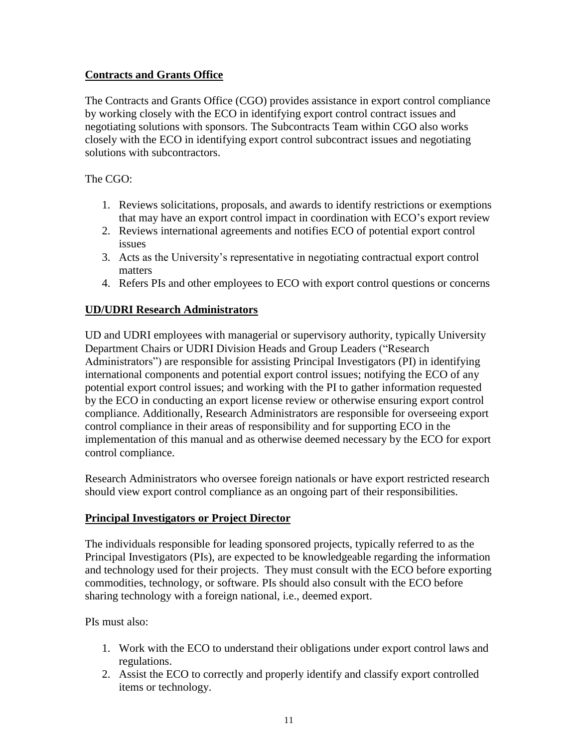**Contracts and Grants Office**

The Contracts and Grants Office (CGO) provides assistance in export control compliance by working closely with the ECO in identifying export control contract issues and negotiating solutions with sponsors. The Subcontracts Team within CGO also works closely with the ECO in identifying export control subcontract issues and negotiating solutions with subcontractors.

The CGO:

1. Reviews solicitations, proposals, and awards to identify restrictions or exemptions that may have an export control impact in coordination with ECO's export review
2. Reviews international agreements and notifies ECO of potential export control issues
3. Acts as the University's representative in negotiating contractual export control matters
4. Refers PIs and other employees to ECO with export control questions or concerns

**UD/UDRI Research Administrators**

UD and UDRI employees with managerial or supervisory authority, typically University Department Chairs or UDRI Division Heads and Group Leaders ("Research Administrators") are responsible for assisting Principal Investigators (PI) in identifying international components and potential export control issues; notifying the ECO of any potential export control issues; and working with the PI to gather information requested by the ECO in conducting an export license review or otherwise ensuring export control compliance. Additionally, Research Administrators are responsible for overseeing export control compliance in their areas of responsibility and for supporting ECO in the implementation of this manual and as otherwise deemed necessary by the ECO for export control compliance.

Research Administrators who oversee foreign nationals or have export restricted research should view export control compliance as an ongoing part of their responsibilities.

**Principal Investigators or Project Director**

The individuals responsible for leading sponsored projects, typically referred to as the Principal Investigators (PIs), are expected to be knowledgeable regarding the information and technology used for their projects. They must consult with the ECO before exporting commodities, technology, or software. PIs should also consult with the ECO before sharing technology with a foreign national, i.e., deemed export.

PIs must also:

1. Work with the ECO to understand their obligations under export control laws and regulations.
2. Assist the ECO to correctly and properly identify and classify export controlled items or technology.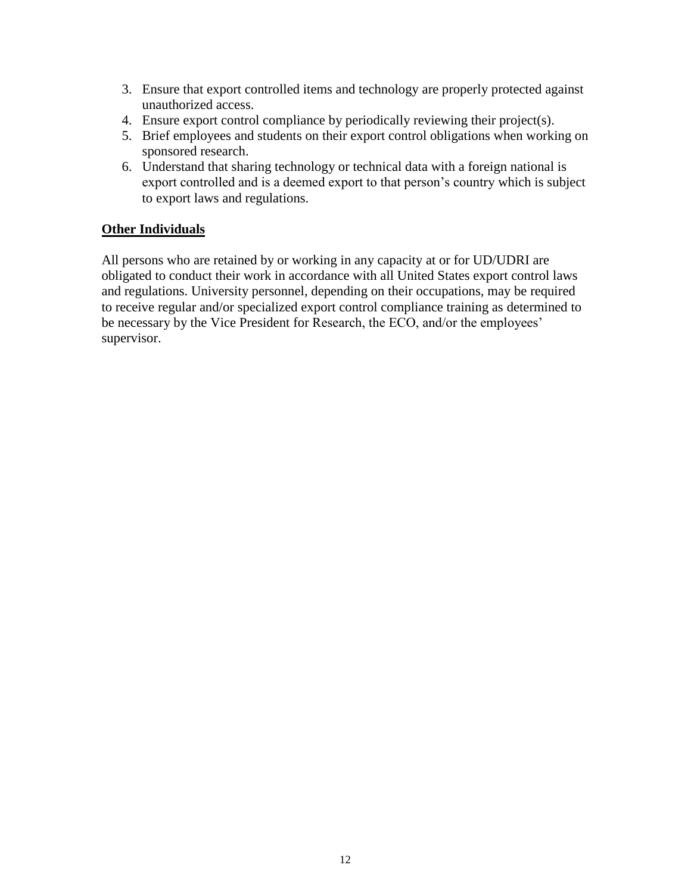3. Ensure that export controlled items and technology are properly protected against unauthorized access.
4. Ensure export control compliance by periodically reviewing their project(s).
5. Brief employees and students on their export control obligations when working on sponsored research.
6. Understand that sharing technology or technical data with a foreign national is export controlled and is a deemed export to that person's country which is subject to export laws and regulations.

**Other Individuals**

All persons who are retained by or working in any capacity at or for UD/UDRI are obligated to conduct their work in accordance with all United States export control laws and regulations. University personnel, depending on their occupations, may be required to receive regular and/or specialized export control compliance training as determined to be necessary by the Vice President for Research, the ECO, and/or the employees' supervisor.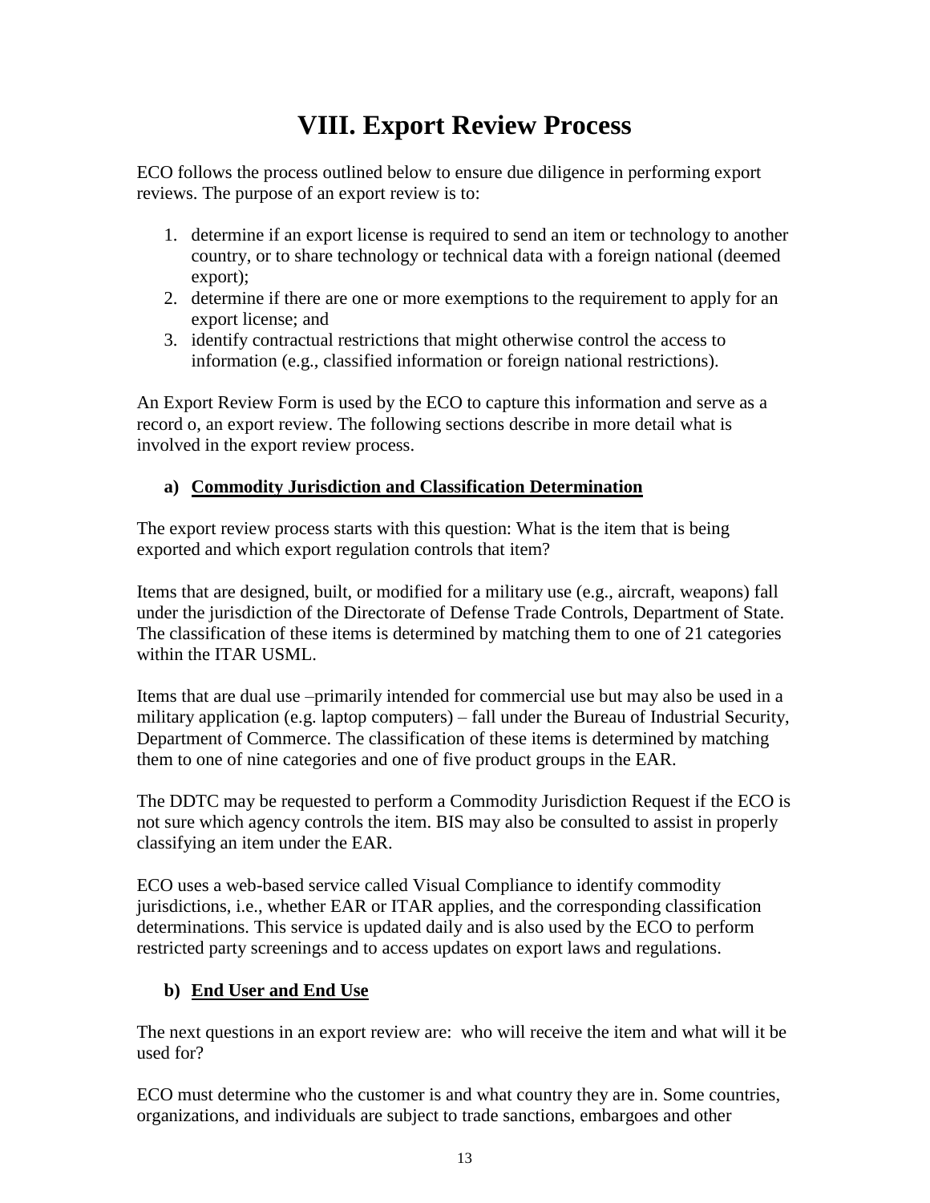# VIII. Export Review Process

ECO follows the process outlined below to ensure due diligence in performing export reviews. The purpose of an export review is to:

1. determine if an export license is required to send an item or technology to another country, or to share technology or technical data with a foreign national (deemed export);
2. determine if there are one or more exemptions to the requirement to apply for an export license; and
3. identify contractual restrictions that might otherwise control the access to information (e.g., classified information or foreign national restrictions).

An Export Review Form is used by the ECO to capture this information and serve as a record o, an export review. The following sections describe in more detail what is involved in the export review process.

## a) Commodity Jurisdiction and Classification Determination

The export review process starts with this question: What is the item that is being exported and which export regulation controls that item?

Items that are designed, built, or modified for a military use (e.g., aircraft, weapons) fall under the jurisdiction of the Directorate of Defense Trade Controls, Department of State. The classification of these items is determined by matching them to one of 21 categories within the ITAR USML.

Items that are dual use –primarily intended for commercial use but may also be used in a military application (e.g. laptop computers) – fall under the Bureau of Industrial Security, Department of Commerce. The classification of these items is determined by matching them to one of nine categories and one of five product groups in the EAR.

The DDTC may be requested to perform a Commodity Jurisdiction Request if the ECO is not sure which agency controls the item. BIS may also be consulted to assist in properly classifying an item under the EAR.

ECO uses a web-based service called Visual Compliance to identify commodity jurisdictions, i.e., whether EAR or ITAR applies, and the corresponding classification determinations. This service is updated daily and is also used by the ECO to perform restricted party screenings and to access updates on export laws and regulations.

## b) End User and End Use

The next questions in an export review are: who will receive the item and what will it be used for?

ECO must determine who the customer is and what country they are in. Some countries, organizations, and individuals are subject to trade sanctions, embargoes and other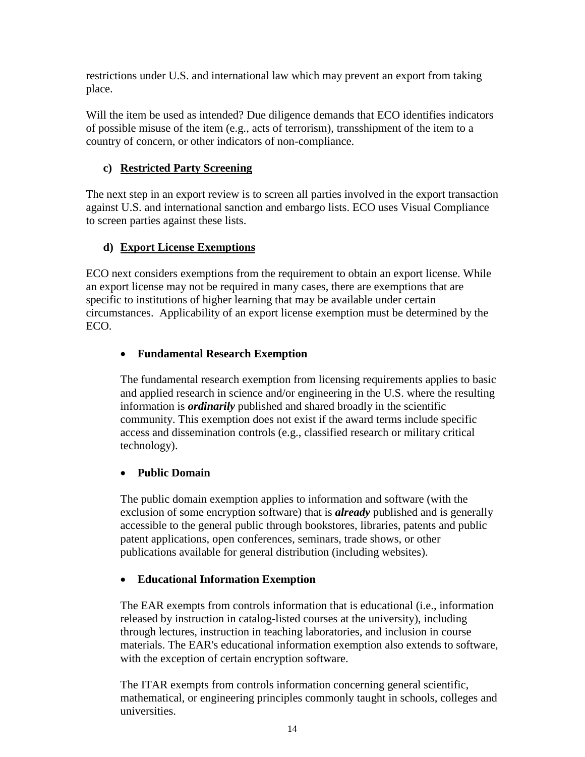restrictions under U.S. and international law which may prevent an export from taking place.

Will the item be used as intended? Due diligence demands that ECO identifies indicators of possible misuse of the item (e.g., acts of terrorism), transshipment of the item to a country of concern, or other indicators of non-compliance.

### c) Restricted Party Screening

The next step in an export review is to screen all parties involved in the export transaction against U.S. and international sanction and embargo lists. ECO uses Visual Compliance to screen parties against these lists.

### d) Export License Exemptions

ECO next considers exemptions from the requirement to obtain an export license. While an export license may not be required in many cases, there are exemptions that are specific to institutions of higher learning that may be available under certain circumstances. Applicability of an export license exemption must be determined by the ECO.

- **Fundamental Research Exemption**

  The fundamental research exemption from licensing requirements applies to basic and applied research in science and/or engineering in the U.S. where the resulting information is ***ordinarily*** published and shared broadly in the scientific community. This exemption does not exist if the award terms include specific access and dissemination controls (e.g., classified research or military critical technology).

- **Public Domain**

  The public domain exemption applies to information and software (with the exclusion of some encryption software) that is ***already*** published and is generally accessible to the general public through bookstores, libraries, patents and public patent applications, open conferences, seminars, trade shows, or other publications available for general distribution (including websites).

- **Educational Information Exemption**

  The EAR exempts from controls information that is educational (i.e., information released by instruction in catalog-listed courses at the university), including through lectures, instruction in teaching laboratories, and inclusion in course materials. The EAR's educational information exemption also extends to software, with the exception of certain encryption software.

  The ITAR exempts from controls information concerning general scientific, mathematical, or engineering principles commonly taught in schools, colleges and universities.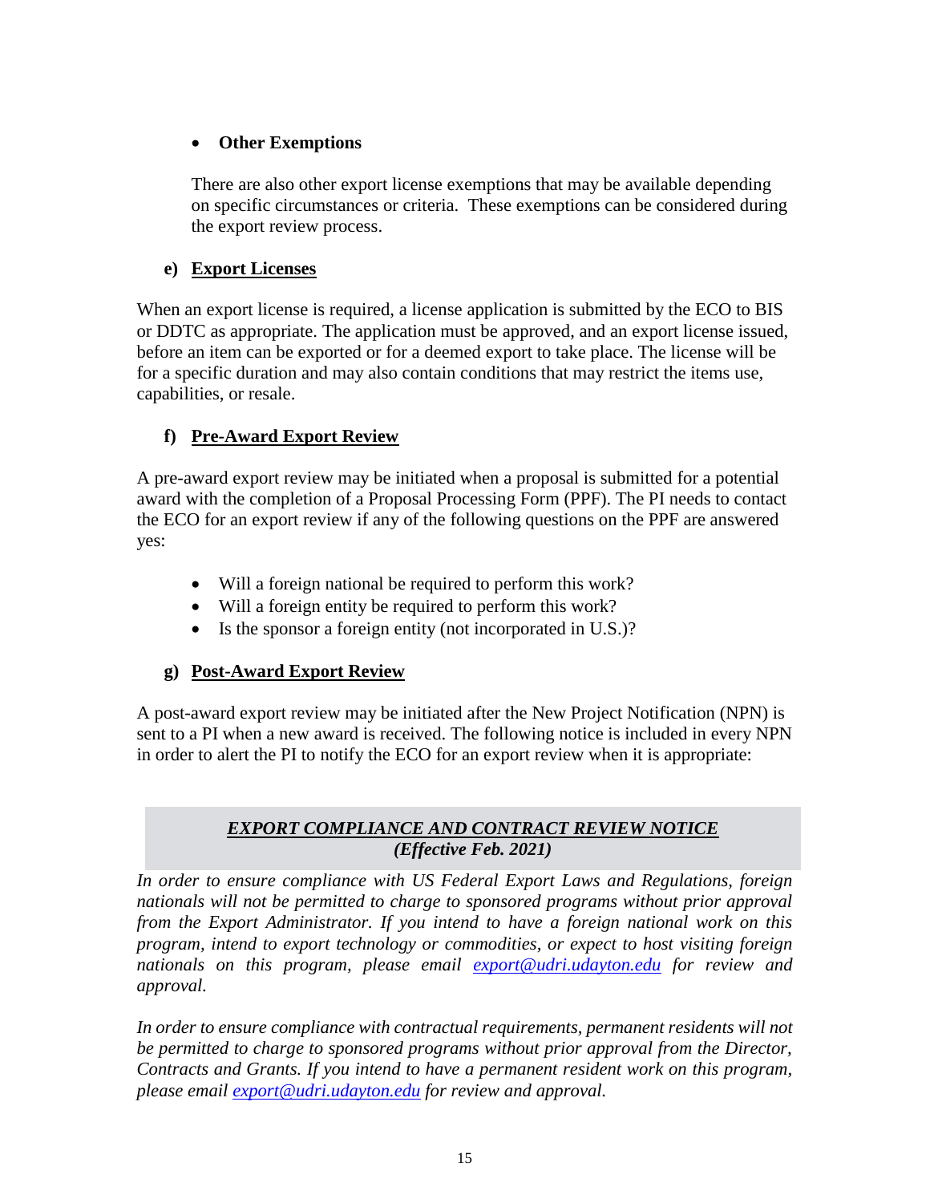- **Other Exemptions**

  There are also other export license exemptions that may be available depending on specific circumstances or criteria. These exemptions can be considered during the export review process.

### e) Export Licenses

When an export license is required, a license application is submitted by the ECO to BIS or DDTC as appropriate. The application must be approved, and an export license issued, before an item can be exported or for a deemed export to take place. The license will be for a specific duration and may also contain conditions that may restrict the items use, capabilities, or resale.

### f) Pre-Award Export Review

A pre-award export review may be initiated when a proposal is submitted for a potential award with the completion of a Proposal Processing Form (PPF). The PI needs to contact the ECO for an export review if any of the following questions on the PPF are answered yes:

- Will a foreign national be required to perform this work?
- Will a foreign entity be required to perform this work?
- Is the sponsor a foreign entity (not incorporated in U.S.)?

### g) Post-Award Export Review

A post-award export review may be initiated after the New Project Notification (NPN) is sent to a PI when a new award is received. The following notice is included in every NPN in order to alert the PI to notify the ECO for an export review when it is appropriate:

**_EXPORT COMPLIANCE AND CONTRACT REVIEW NOTICE_**
***(Effective Feb. 2021)***

*In order to ensure compliance with US Federal Export Laws and Regulations, foreign nationals will not be permitted to charge to sponsored programs without prior approval from the Export Administrator. If you intend to have a foreign national work on this program, intend to export technology or commodities, or expect to host visiting foreign nationals on this program, please email export@udri.udayton.edu for review and approval.*

*In order to ensure compliance with contractual requirements, permanent residents will not be permitted to charge to sponsored programs without prior approval from the Director, Contracts and Grants. If you intend to have a permanent resident work on this program, please email export@udri.udayton.edu for review and approval.*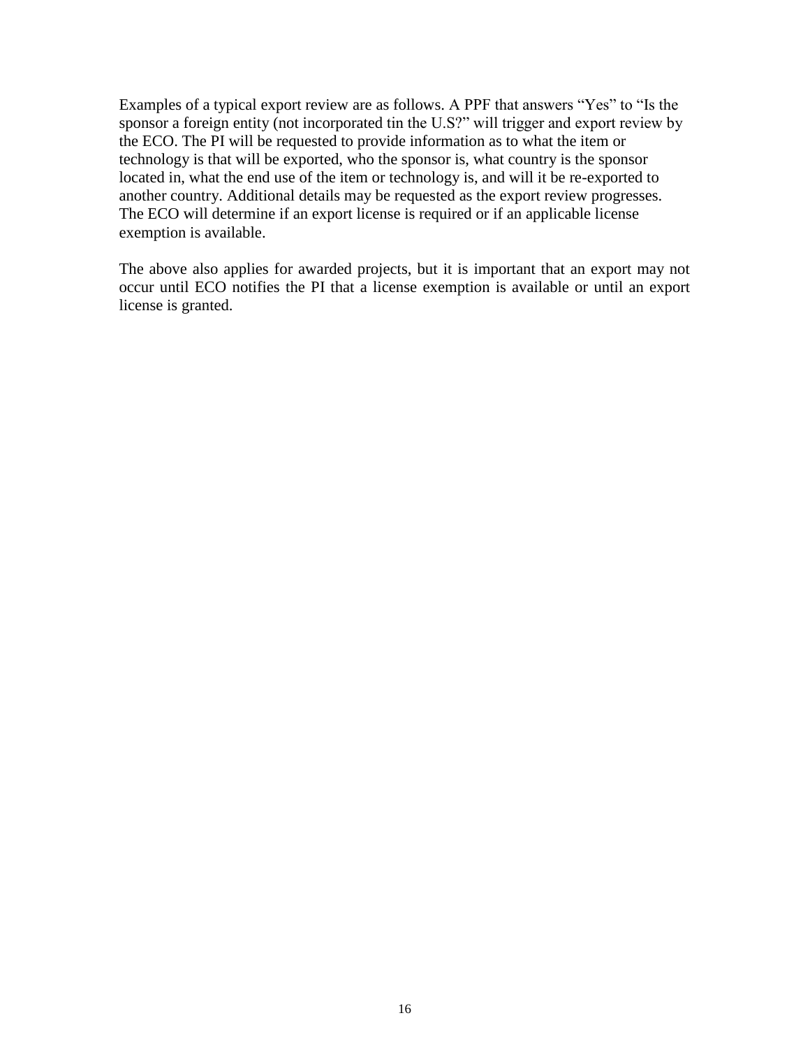Examples of a typical export review are as follows. A PPF that answers "Yes" to "Is the sponsor a foreign entity (not incorporated tin the U.S?" will trigger and export review by the ECO. The PI will be requested to provide information as to what the item or technology is that will be exported, who the sponsor is, what country is the sponsor located in, what the end use of the item or technology is, and will it be re-exported to another country. Additional details may be requested as the export review progresses. The ECO will determine if an export license is required or if an applicable license exemption is available.

The above also applies for awarded projects, but it is important that an export may not occur until ECO notifies the PI that a license exemption is available or until an export license is granted.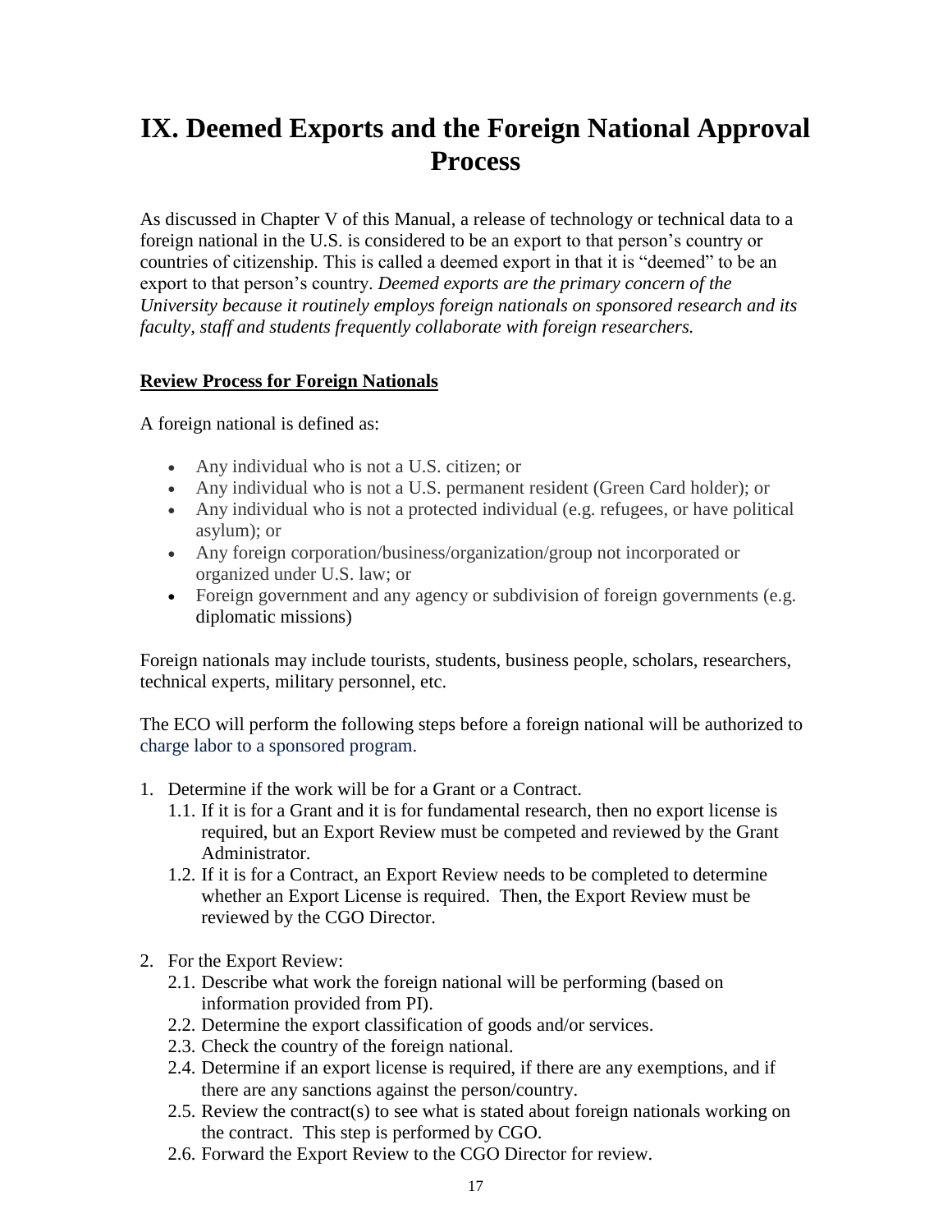# IX. Deemed Exports and the Foreign National Approval Process

As discussed in Chapter V of this Manual, a release of technology or technical data to a foreign national in the U.S. is considered to be an export to that person's country or countries of citizenship. This is called a deemed export in that it is "deemed" to be an export to that person's country. *Deemed exports are the primary concern of the University because it routinely employs foreign nationals on sponsored research and its faculty, staff and students frequently collaborate with foreign researchers.*

**Review Process for Foreign Nationals**

A foreign national is defined as:

- Any individual who is not a U.S. citizen; or
- Any individual who is not a U.S. permanent resident (Green Card holder); or
- Any individual who is not a protected individual (e.g. refugees, or have political asylum); or
- Any foreign corporation/business/organization/group not incorporated or organized under U.S. law; or
- Foreign government and any agency or subdivision of foreign governments (e.g. diplomatic missions)

Foreign nationals may include tourists, students, business people, scholars, researchers, technical experts, military personnel, etc.

The ECO will perform the following steps before a foreign national will be authorized to charge labor to a sponsored program.

1. Determine if the work will be for a Grant or a Contract.
   1.1. If it is for a Grant and it is for fundamental research, then no export license is required, but an Export Review must be competed and reviewed by the Grant Administrator.
   1.2. If it is for a Contract, an Export Review needs to be completed to determine whether an Export License is required. Then, the Export Review must be reviewed by the CGO Director.

2. For the Export Review:
   2.1. Describe what work the foreign national will be performing (based on information provided from PI).
   2.2. Determine the export classification of goods and/or services.
   2.3. Check the country of the foreign national.
   2.4. Determine if an export license is required, if there are any exemptions, and if there are any sanctions against the person/country.
   2.5. Review the contract(s) to see what is stated about foreign nationals working on the contract. This step is performed by CGO.
   2.6. Forward the Export Review to the CGO Director for review.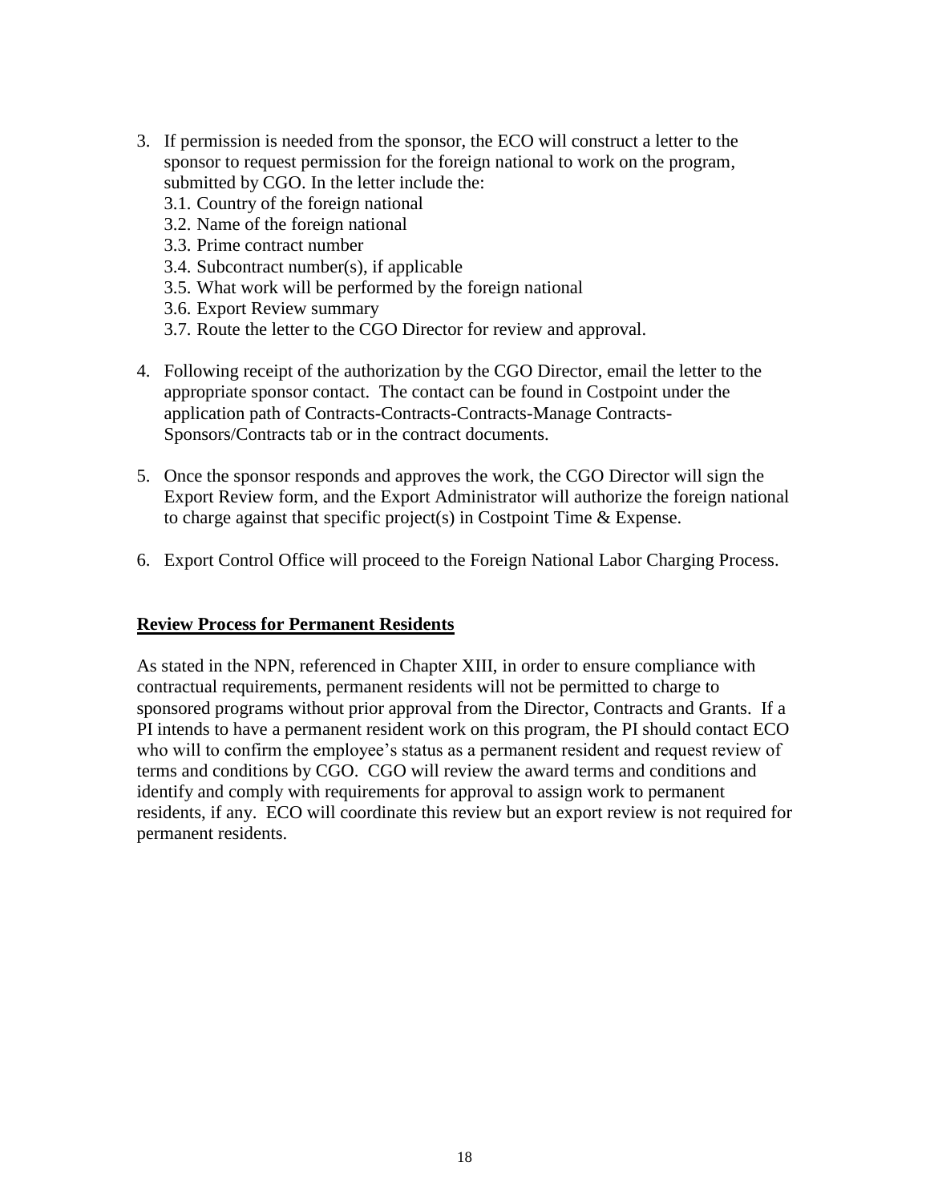3. If permission is needed from the sponsor, the ECO will construct a letter to the sponsor to request permission for the foreign national to work on the program, submitted by CGO. In the letter include the:
   3.1. Country of the foreign national
   3.2. Name of the foreign national
   3.3. Prime contract number
   3.4. Subcontract number(s), if applicable
   3.5. What work will be performed by the foreign national
   3.6. Export Review summary
   3.7. Route the letter to the CGO Director for review and approval.

4. Following receipt of the authorization by the CGO Director, email the letter to the appropriate sponsor contact. The contact can be found in Costpoint under the application path of Contracts-Contracts-Contracts-Manage Contracts-Sponsors/Contracts tab or in the contract documents.

5. Once the sponsor responds and approves the work, the CGO Director will sign the Export Review form, and the Export Administrator will authorize the foreign national to charge against that specific project(s) in Costpoint Time & Expense.

6. Export Control Office will proceed to the Foreign National Labor Charging Process.

**<u>Review Process for Permanent Residents</u>**

As stated in the NPN, referenced in Chapter XIII, in order to ensure compliance with contractual requirements, permanent residents will not be permitted to charge to sponsored programs without prior approval from the Director, Contracts and Grants. If a PI intends to have a permanent resident work on this program, the PI should contact ECO who will to confirm the employee's status as a permanent resident and request review of terms and conditions by CGO. CGO will review the award terms and conditions and identify and comply with requirements for approval to assign work to permanent residents, if any. ECO will coordinate this review but an export review is not required for permanent residents.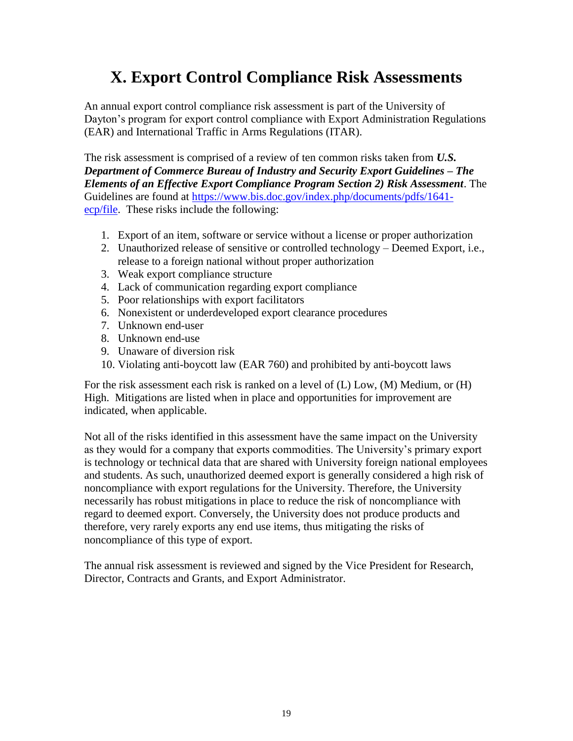# X. Export Control Compliance Risk Assessments

An annual export control compliance risk assessment is part of the University of Dayton's program for export control compliance with Export Administration Regulations (EAR) and International Traffic in Arms Regulations (ITAR).

The risk assessment is comprised of a review of ten common risks taken from ***U.S. Department of Commerce Bureau of Industry and Security Export Guidelines – The Elements of an Effective Export Compliance Program Section 2) Risk Assessment***. The Guidelines are found at [https://www.bis.doc.gov/index.php/documents/pdfs/1641-ecp/file](https://www.bis.doc.gov/index.php/documents/pdfs/1641-ecp/file). These risks include the following:

1. Export of an item, software or service without a license or proper authorization
2. Unauthorized release of sensitive or controlled technology – Deemed Export, i.e., release to a foreign national without proper authorization
3. Weak export compliance structure
4. Lack of communication regarding export compliance
5. Poor relationships with export facilitators
6. Nonexistent or underdeveloped export clearance procedures
7. Unknown end-user
8. Unknown end-use
9. Unaware of diversion risk
10. Violating anti-boycott law (EAR 760) and prohibited by anti-boycott laws

For the risk assessment each risk is ranked on a level of (L) Low, (M) Medium, or (H) High. Mitigations are listed when in place and opportunities for improvement are indicated, when applicable.

Not all of the risks identified in this assessment have the same impact on the University as they would for a company that exports commodities. The University's primary export is technology or technical data that are shared with University foreign national employees and students. As such, unauthorized deemed export is generally considered a high risk of noncompliance with export regulations for the University. Therefore, the University necessarily has robust mitigations in place to reduce the risk of noncompliance with regard to deemed export. Conversely, the University does not produce products and therefore, very rarely exports any end use items, thus mitigating the risks of noncompliance of this type of export.

The annual risk assessment is reviewed and signed by the Vice President for Research, Director, Contracts and Grants, and Export Administrator.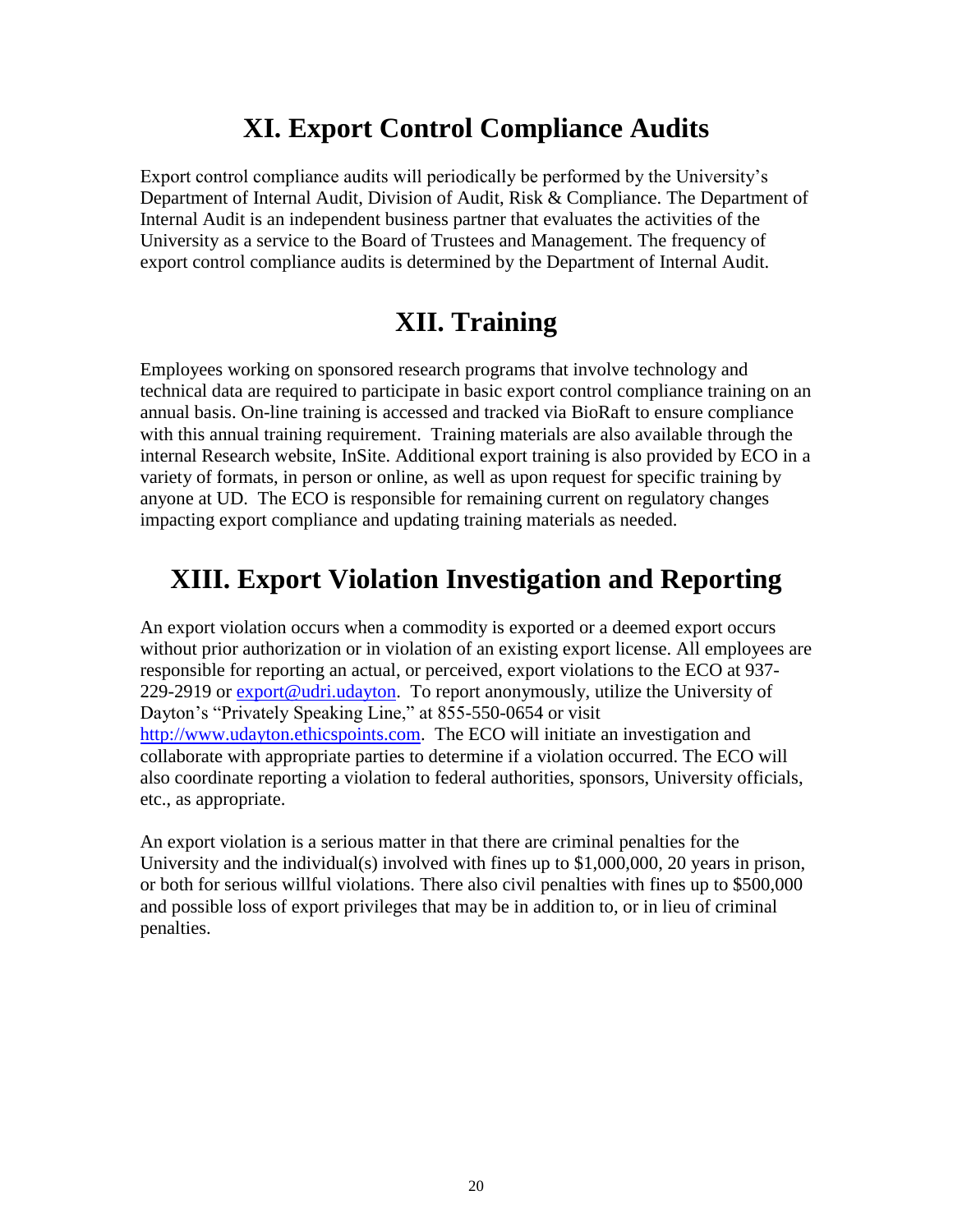# XI. Export Control Compliance Audits

Export control compliance audits will periodically be performed by the University's Department of Internal Audit, Division of Audit, Risk & Compliance. The Department of Internal Audit is an independent business partner that evaluates the activities of the University as a service to the Board of Trustees and Management. The frequency of export control compliance audits is determined by the Department of Internal Audit.

# XII. Training

Employees working on sponsored research programs that involve technology and technical data are required to participate in basic export control compliance training on an annual basis. On-line training is accessed and tracked via BioRaft to ensure compliance with this annual training requirement. Training materials are also available through the internal Research website, InSite. Additional export training is also provided by ECO in a variety of formats, in person or online, as well as upon request for specific training by anyone at UD. The ECO is responsible for remaining current on regulatory changes impacting export compliance and updating training materials as needed.

# XIII. Export Violation Investigation and Reporting

An export violation occurs when a commodity is exported or a deemed export occurs without prior authorization or in violation of an existing export license. All employees are responsible for reporting an actual, or perceived, export violations to the ECO at 937-229-2919 or [export@udri.udayton](mailto:export@udri.udayton). To report anonymously, utilize the University of Dayton's "Privately Speaking Line," at 855-550-0654 or visit [http://www.udayton.ethicspoints.com](http://www.udayton.ethicspoints.com). The ECO will initiate an investigation and collaborate with appropriate parties to determine if a violation occurred. The ECO will also coordinate reporting a violation to federal authorities, sponsors, University officials, etc., as appropriate.

An export violation is a serious matter in that there are criminal penalties for the University and the individual(s) involved with fines up to $1,000,000, 20 years in prison, or both for serious willful violations. There also civil penalties with fines up to $500,000 and possible loss of export privileges that may be in addition to, or in lieu of criminal penalties.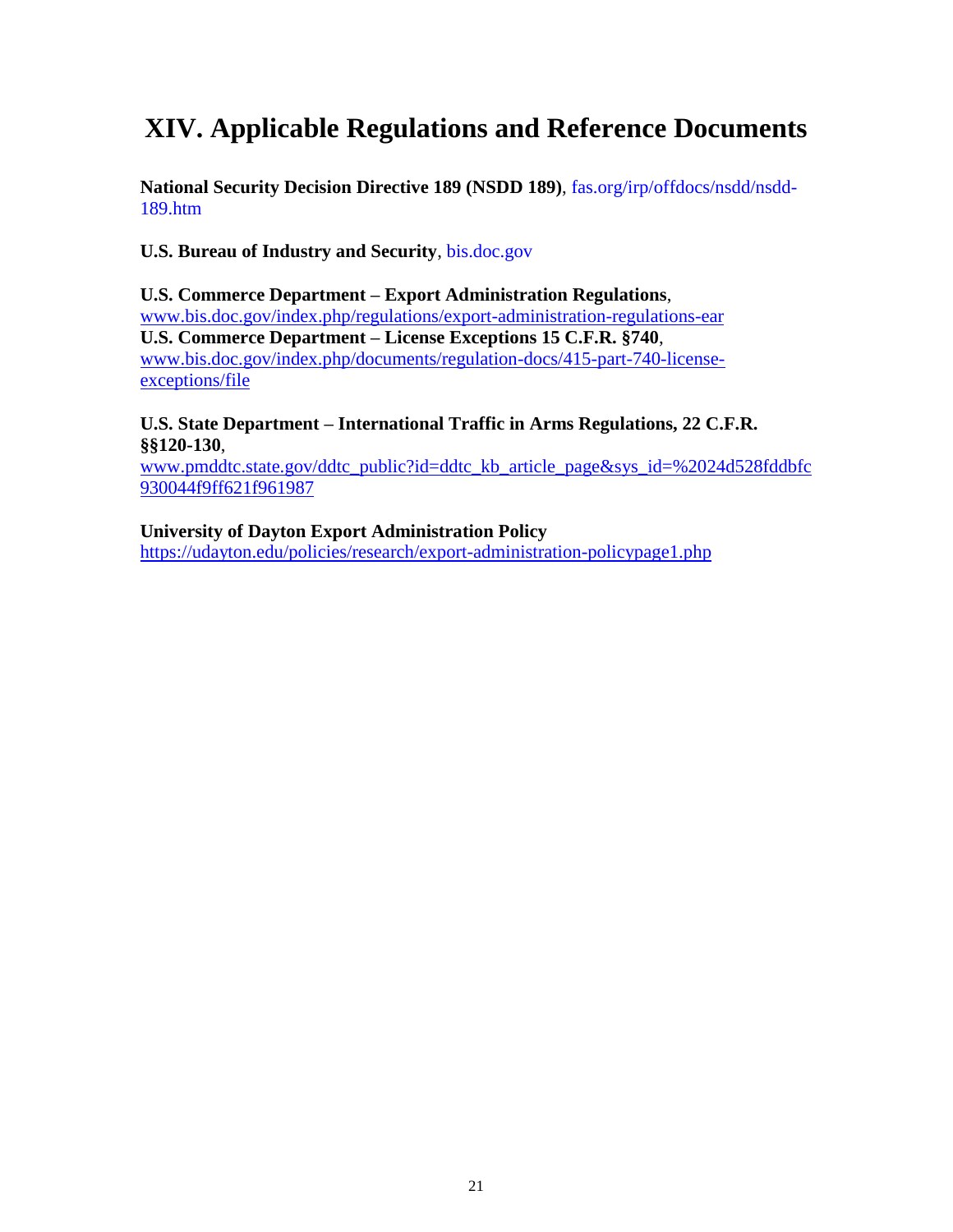# XIV. Applicable Regulations and Reference Documents

**National Security Decision Directive 189 (NSDD 189)**, fas.org/irp/offdocs/nsdd/nsdd-189.htm

**U.S. Bureau of Industry and Security**, bis.doc.gov

**U.S. Commerce Department – Export Administration Regulations**, www.bis.doc.gov/index.php/regulations/export-administration-regulations-ear
**U.S. Commerce Department – License Exceptions 15 C.F.R. §740**, www.bis.doc.gov/index.php/documents/regulation-docs/415-part-740-license-exceptions/file

**U.S. State Department – International Traffic in Arms Regulations, 22 C.F.R. §§120-130**, www.pmddtc.state.gov/ddtc_public?id=ddtc_kb_article_page&sys_id=%2024d528fddbfc930044f9ff621f961987

**University of Dayton Export Administration Policy**
https://udayton.edu/policies/research/export-administration-policypage1.php